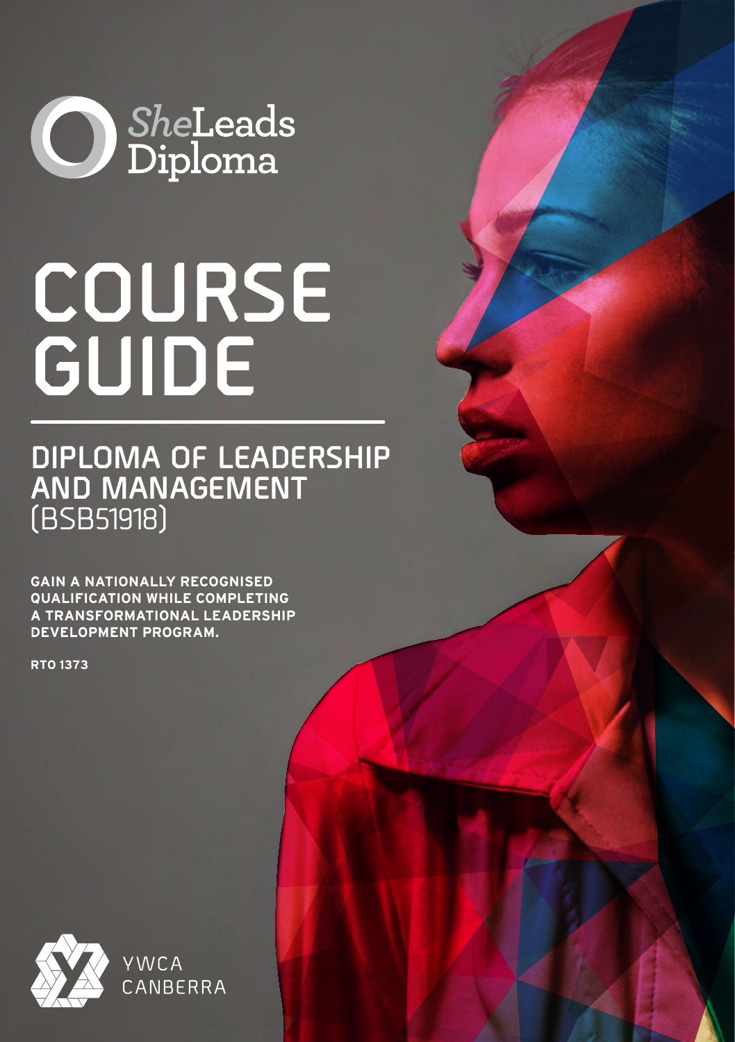SheLeads Diploma

# COURSE GUIDE

## DIPLOMA OF LEADERSHIP AND MANAGEMENT (BSB51918)

**GAIN A NATIONALLY RECOGNISED QUALIFICATION WHILE COMPLETING A TRANSFORMATIONAL LEADERSHIP DEVELOPMENT PROGRAM.**

**RTO 1373**

YWCA CANBERRA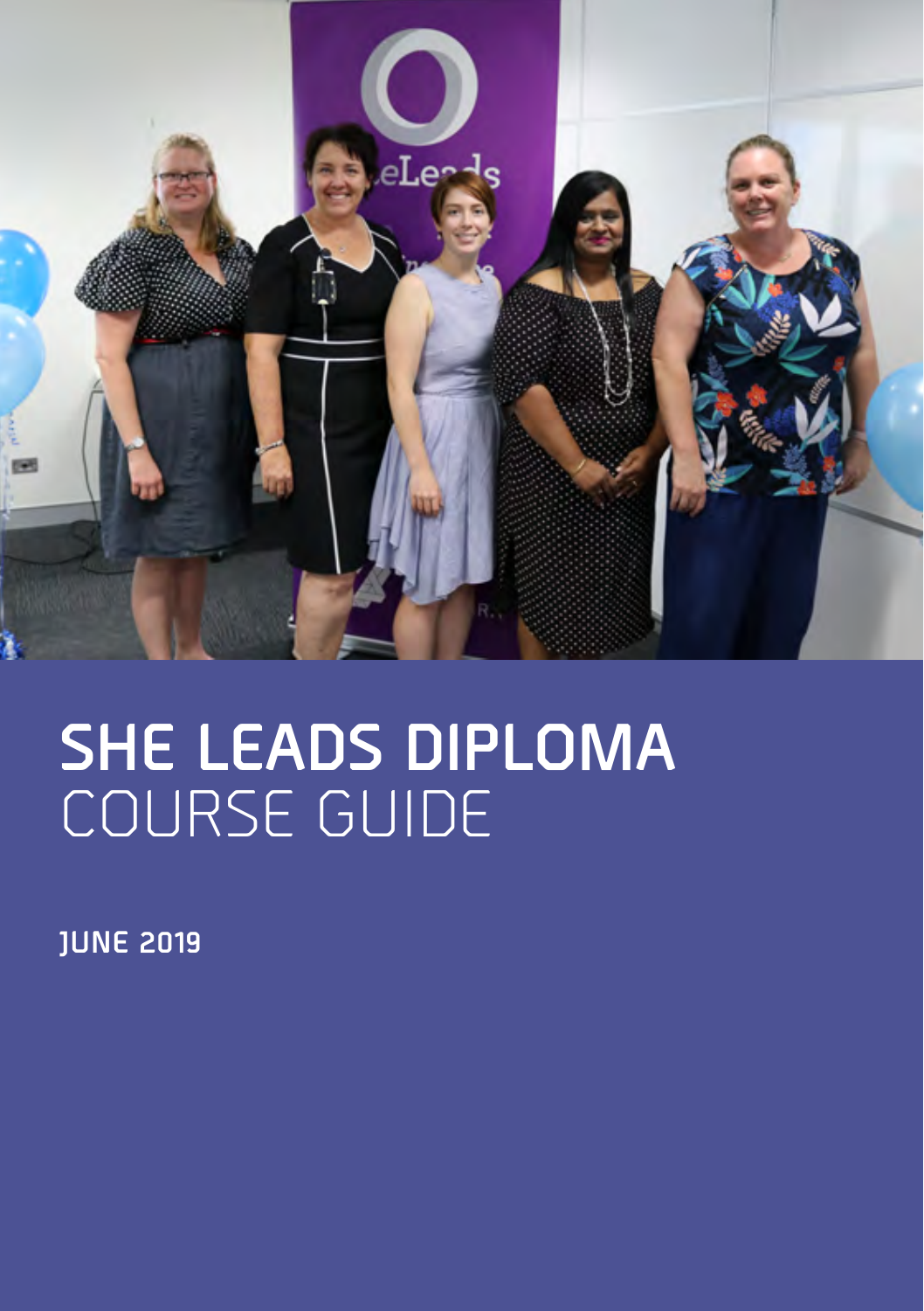# SHE LEADS DIPLOMA COURSE GUIDE

**JUNE 2019**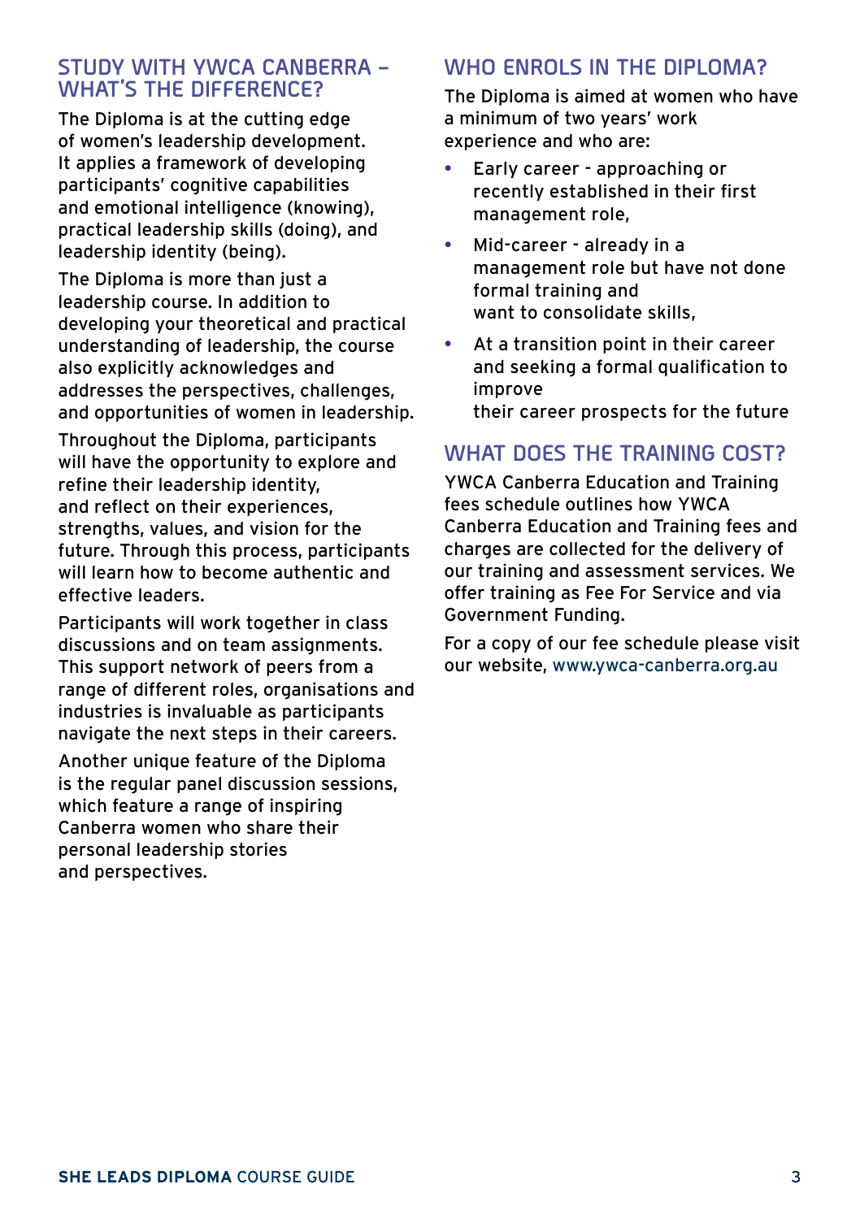## STUDY WITH YWCA CANBERRA – WHAT'S THE DIFFERENCE?

The Diploma is at the cutting edge of women's leadership development. It applies a framework of developing participants' cognitive capabilities and emotional intelligence (knowing), practical leadership skills (doing), and leadership identity (being).

The Diploma is more than just a leadership course. In addition to developing your theoretical and practical understanding of leadership, the course also explicitly acknowledges and addresses the perspectives, challenges, and opportunities of women in leadership.

Throughout the Diploma, participants will have the opportunity to explore and refine their leadership identity, and reflect on their experiences, strengths, values, and vision for the future. Through this process, participants will learn how to become authentic and effective leaders.

Participants will work together in class discussions and on team assignments. This support network of peers from a range of different roles, organisations and industries is invaluable as participants navigate the next steps in their careers.

Another unique feature of the Diploma is the regular panel discussion sessions, which feature a range of inspiring Canberra women who share their personal leadership stories and perspectives.

## WHO ENROLS IN THE DIPLOMA?

The Diploma is aimed at women who have a minimum of two years' work experience and who are:

- Early career - approaching or recently established in their first management role,
- Mid-career - already in a management role but have not done formal training and want to consolidate skills,
- At a transition point in their career and seeking a formal qualification to improve their career prospects for the future

## WHAT DOES THE TRAINING COST?

YWCA Canberra Education and Training fees schedule outlines how YWCA Canberra Education and Training fees and charges are collected for the delivery of our training and assessment services. We offer training as Fee For Service and via Government Funding.

For a copy of our fee schedule please visit our website, www.ywca-canberra.org.au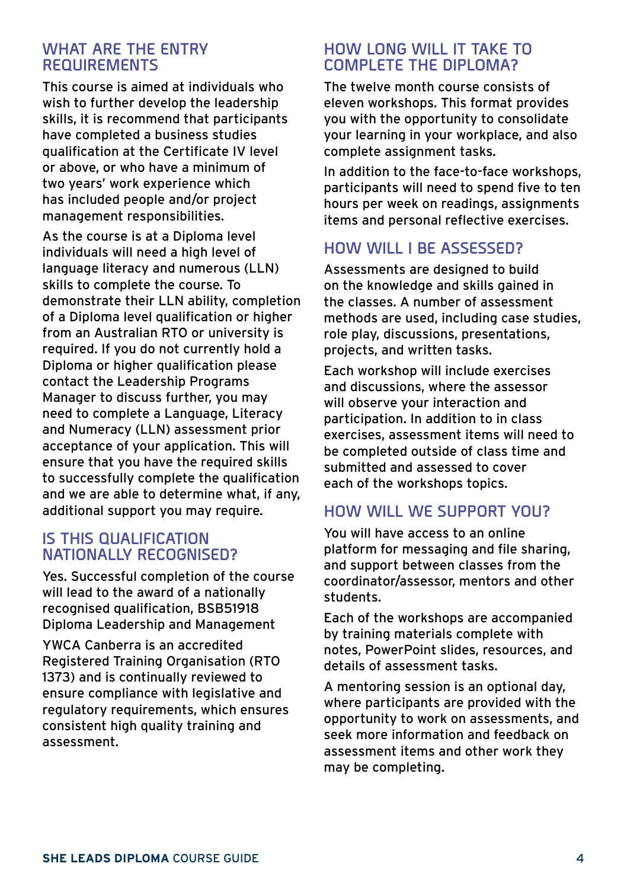## WHAT ARE THE ENTRY REQUIREMENTS

This course is aimed at individuals who wish to further develop the leadership skills, it is recommend that participants have completed a business studies qualification at the Certificate IV level or above, or who have a minimum of two years' work experience which has included people and/or project management responsibilities.

As the course is at a Diploma level individuals will need a high level of language literacy and numerous (LLN) skills to complete the course. To demonstrate their LLN ability, completion of a Diploma level qualification or higher from an Australian RTO or university is required. If you do not currently hold a Diploma or higher qualification please contact the Leadership Programs Manager to discuss further, you may need to complete a Language, Literacy and Numeracy (LLN) assessment prior acceptance of your application. This will ensure that you have the required skills to successfully complete the qualification and we are able to determine what, if any, additional support you may require.

## IS THIS QUALIFICATION NATIONALLY RECOGNISED?

Yes. Successful completion of the course will lead to the award of a nationally recognised qualification, BSB51918 Diploma Leadership and Management

YWCA Canberra is an accredited Registered Training Organisation (RTO 1373) and is continually reviewed to ensure compliance with legislative and regulatory requirements, which ensures consistent high quality training and assessment.

## HOW LONG WILL IT TAKE TO COMPLETE THE DIPLOMA?

The twelve month course consists of eleven workshops. This format provides you with the opportunity to consolidate your learning in your workplace, and also complete assignment tasks.

In addition to the face-to-face workshops, participants will need to spend five to ten hours per week on readings, assignments items and personal reflective exercises.

## HOW WILL I BE ASSESSED?

Assessments are designed to build on the knowledge and skills gained in the classes. A number of assessment methods are used, including case studies, role play, discussions, presentations, projects, and written tasks.

Each workshop will include exercises and discussions, where the assessor will observe your interaction and participation. In addition to in class exercises, assessment items will need to be completed outside of class time and submitted and assessed to cover each of the workshops topics.

## HOW WILL WE SUPPORT YOU?

You will have access to an online platform for messaging and file sharing, and support between classes from the coordinator/assessor, mentors and other students.

Each of the workshops are accompanied by training materials complete with notes, PowerPoint slides, resources, and details of assessment tasks.

A mentoring session is an optional day, where participants are provided with the opportunity to work on assessments, and seek more information and feedback on assessment items and other work they may be completing.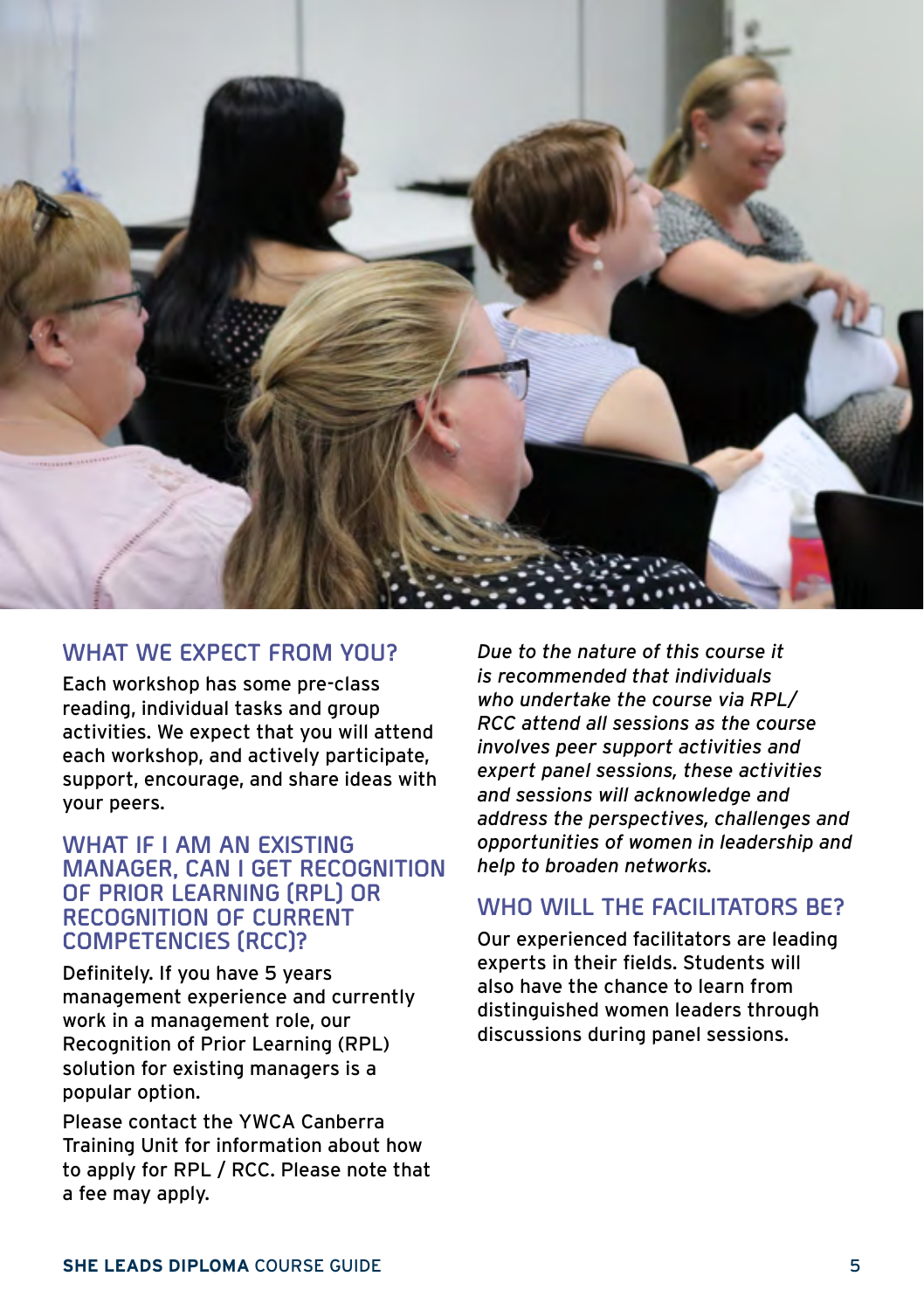## WHAT WE EXPECT FROM YOU?

Each workshop has some pre-class reading, individual tasks and group activities. We expect that you will attend each workshop, and actively participate, support, encourage, and share ideas with your peers.

## WHAT IF I AM AN EXISTING MANAGER, CAN I GET RECOGNITION OF PRIOR LEARNING (RPL) OR RECOGNITION OF CURRENT COMPETENCIES (RCC)?

Definitely. If you have 5 years management experience and currently work in a management role, our Recognition of Prior Learning (RPL) solution for existing managers is a popular option.

Please contact the YWCA Canberra Training Unit for information about how to apply for RPL / RCC. Please note that a fee may apply.

*Due to the nature of this course it is recommended that individuals who undertake the course via RPL/RCC attend all sessions as the course involves peer support activities and expert panel sessions, these activities and sessions will acknowledge and address the perspectives, challenges and opportunities of women in leadership and help to broaden networks.*

## WHO WILL THE FACILITATORS BE?

Our experienced facilitators are leading experts in their fields. Students will also have the chance to learn from distinguished women leaders through discussions during panel sessions.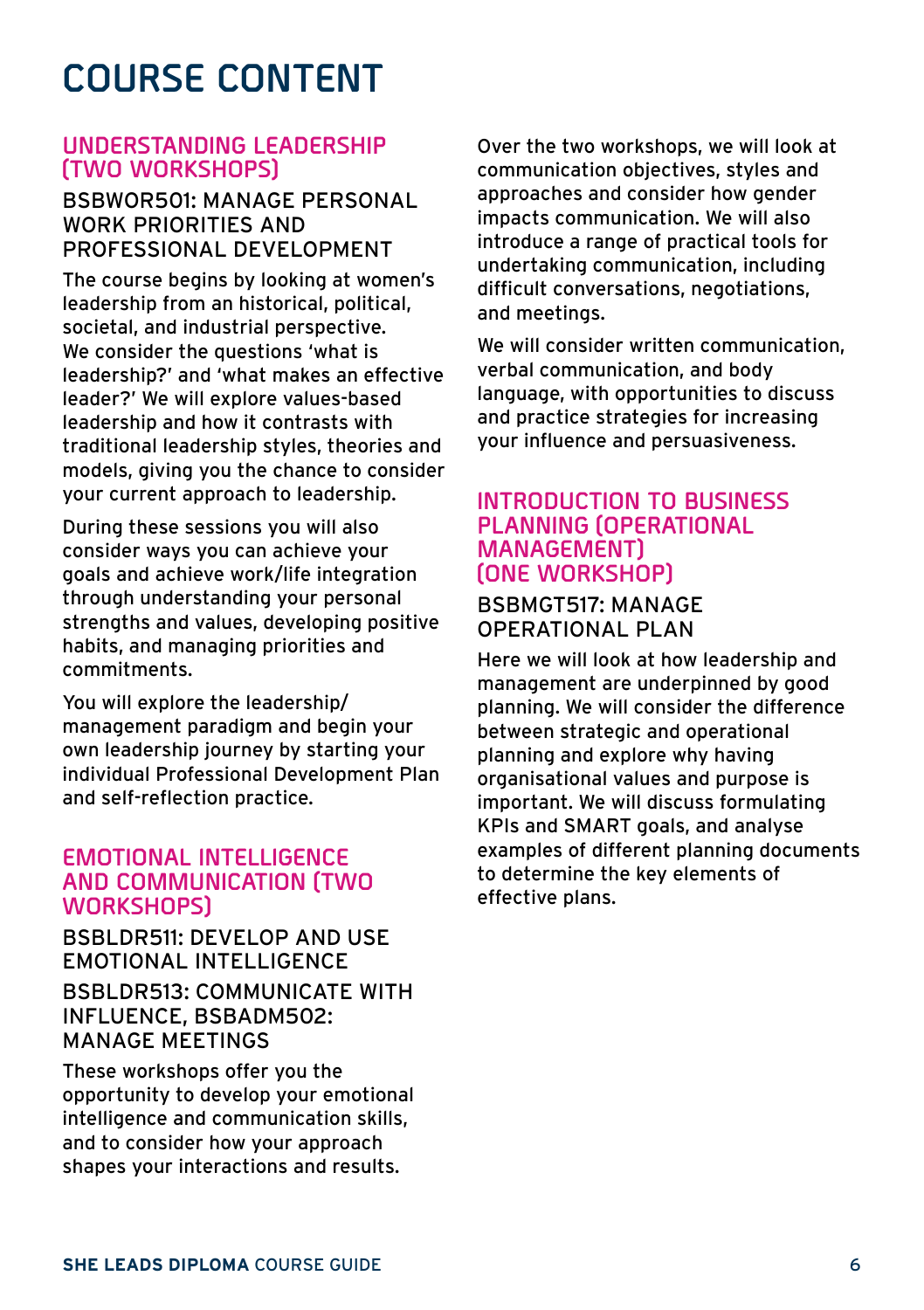# COURSE CONTENT

## UNDERSTANDING LEADERSHIP (TWO WORKSHOPS)

### BSBWOR501: MANAGE PERSONAL WORK PRIORITIES AND PROFESSIONAL DEVELOPMENT

The course begins by looking at women's leadership from an historical, political, societal, and industrial perspective. We consider the questions 'what is leadership?' and 'what makes an effective leader?' We will explore values-based leadership and how it contrasts with traditional leadership styles, theories and models, giving you the chance to consider your current approach to leadership.

During these sessions you will also consider ways you can achieve your goals and achieve work/life integration through understanding your personal strengths and values, developing positive habits, and managing priorities and commitments.

You will explore the leadership/ management paradigm and begin your own leadership journey by starting your individual Professional Development Plan and self-reflection practice.

## EMOTIONAL INTELLIGENCE AND COMMUNICATION (TWO WORKSHOPS)

### BSBLDR511: DEVELOP AND USE EMOTIONAL INTELLIGENCE

### BSBLDR513: COMMUNICATE WITH INFLUENCE, BSBADM502: MANAGE MEETINGS

These workshops offer you the opportunity to develop your emotional intelligence and communication skills, and to consider how your approach shapes your interactions and results.

Over the two workshops, we will look at communication objectives, styles and approaches and consider how gender impacts communication. We will also introduce a range of practical tools for undertaking communication, including difficult conversations, negotiations, and meetings.

We will consider written communication, verbal communication, and body language, with opportunities to discuss and practice strategies for increasing your influence and persuasiveness.

## INTRODUCTION TO BUSINESS PLANNING (OPERATIONAL MANAGEMENT) (ONE WORKSHOP)

### BSBMGT517: MANAGE OPERATIONAL PLAN

Here we will look at how leadership and management are underpinned by good planning. We will consider the difference between strategic and operational planning and explore why having organisational values and purpose is important. We will discuss formulating KPIs and SMART goals, and analyse examples of different planning documents to determine the key elements of effective plans.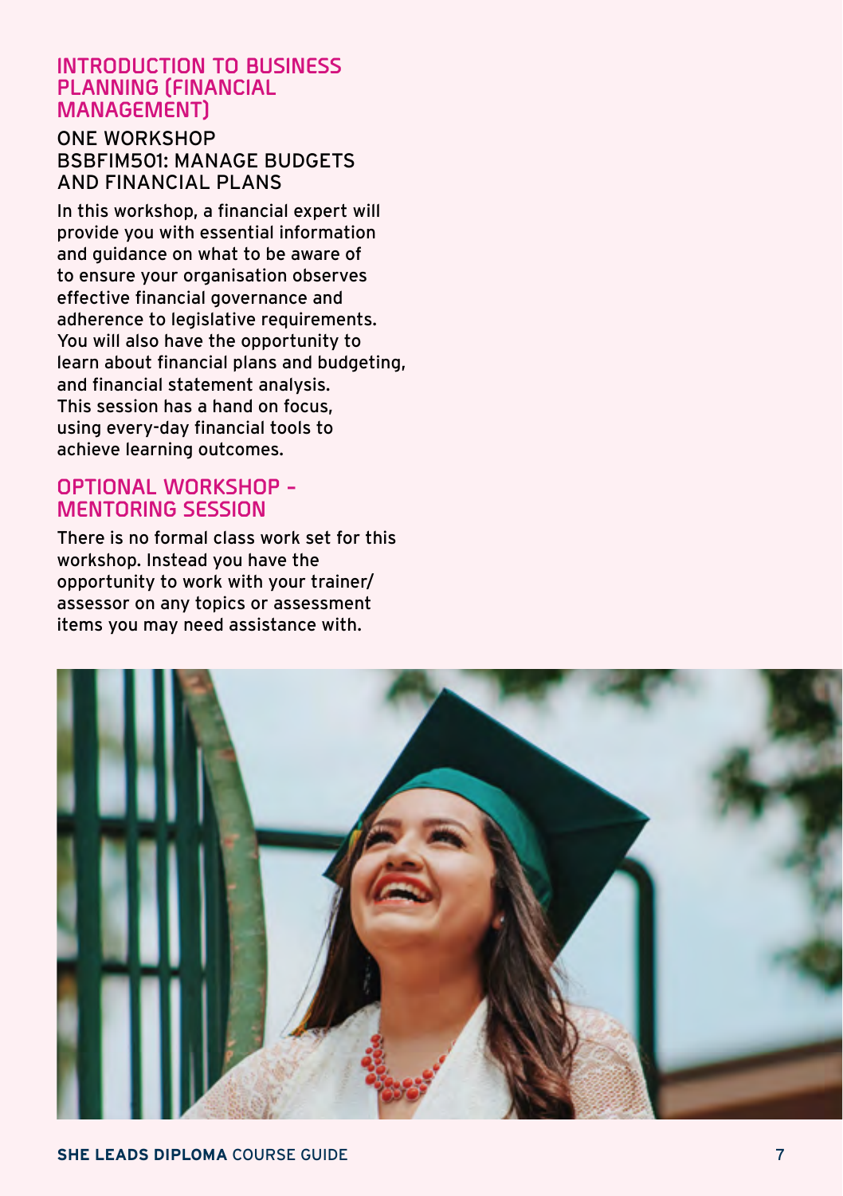## INTRODUCTION TO BUSINESS PLANNING (FINANCIAL MANAGEMENT)

### ONE WORKSHOP BSBFIM501: MANAGE BUDGETS AND FINANCIAL PLANS

In this workshop, a financial expert will provide you with essential information and guidance on what to be aware of to ensure your organisation observes effective financial governance and adherence to legislative requirements. You will also have the opportunity to learn about financial plans and budgeting, and financial statement analysis. This session has a hand on focus, using every-day financial tools to achieve learning outcomes.

## OPTIONAL WORKSHOP – MENTORING SESSION

There is no formal class work set for this workshop. Instead you have the opportunity to work with your trainer/ assessor on any topics or assessment items you may need assistance with.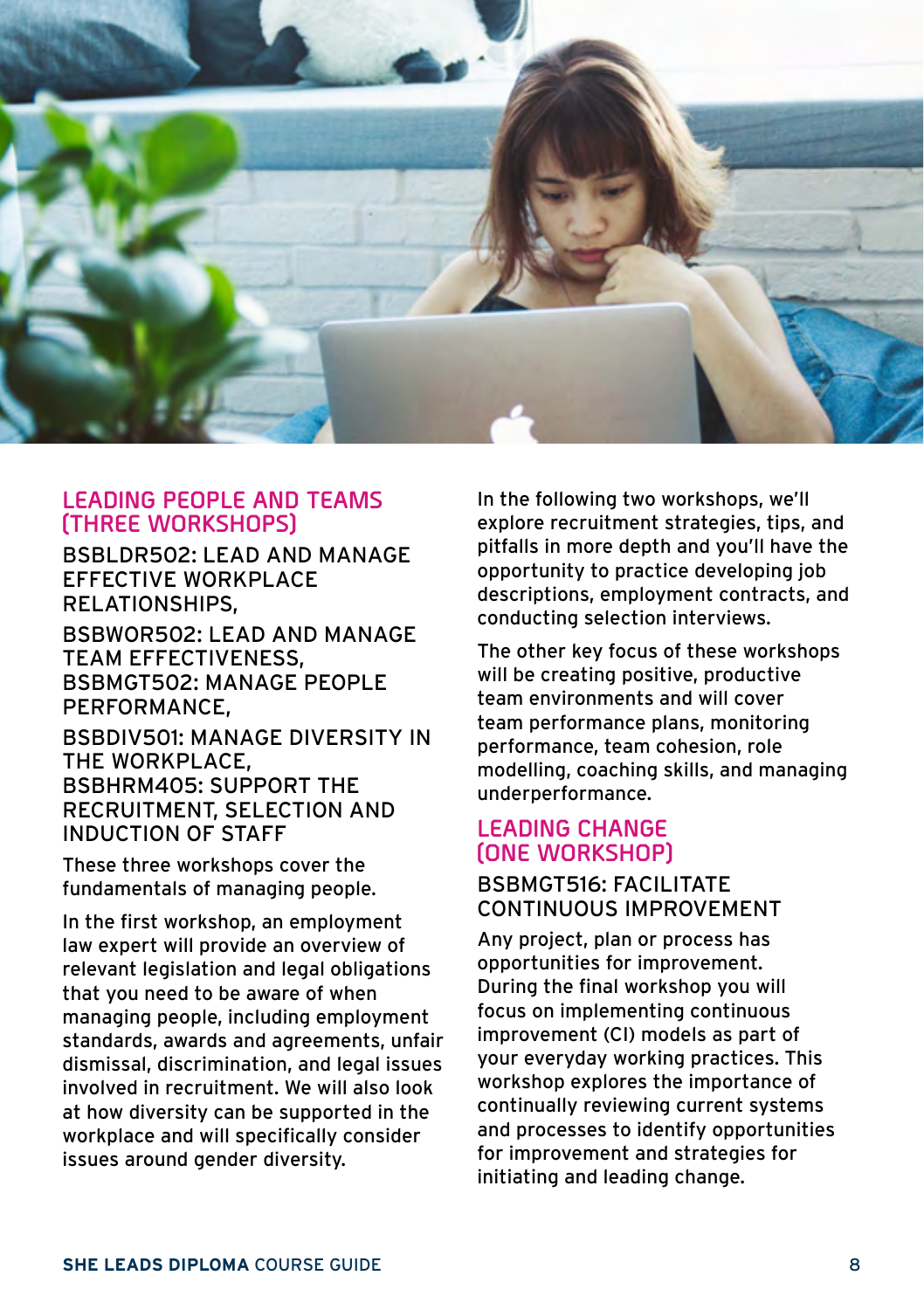## LEADING PEOPLE AND TEAMS (THREE WORKSHOPS)

### BSBLDR502: LEAD AND MANAGE EFFECTIVE WORKPLACE RELATIONSHIPS,

### BSBWOR502: LEAD AND MANAGE TEAM EFFECTIVENESS, BSBMGT502: MANAGE PEOPLE PERFORMANCE,

### BSBDIV501: MANAGE DIVERSITY IN THE WORKPLACE, BSBHRM405: SUPPORT THE RECRUITMENT, SELECTION AND INDUCTION OF STAFF

These three workshops cover the fundamentals of managing people.

In the first workshop, an employment law expert will provide an overview of relevant legislation and legal obligations that you need to be aware of when managing people, including employment standards, awards and agreements, unfair dismissal, discrimination, and legal issues involved in recruitment. We will also look at how diversity can be supported in the workplace and will specifically consider issues around gender diversity.

In the following two workshops, we'll explore recruitment strategies, tips, and pitfalls in more depth and you'll have the opportunity to practice developing job descriptions, employment contracts, and conducting selection interviews.

The other key focus of these workshops will be creating positive, productive team environments and will cover team performance plans, monitoring performance, team cohesion, role modelling, coaching skills, and managing underperformance.

## LEADING CHANGE (ONE WORKSHOP)

### BSBMGT516: FACILITATE CONTINUOUS IMPROVEMENT

Any project, plan or process has opportunities for improvement. During the final workshop you will focus on implementing continuous improvement (CI) models as part of your everyday working practices. This workshop explores the importance of continually reviewing current systems and processes to identify opportunities for improvement and strategies for initiating and leading change.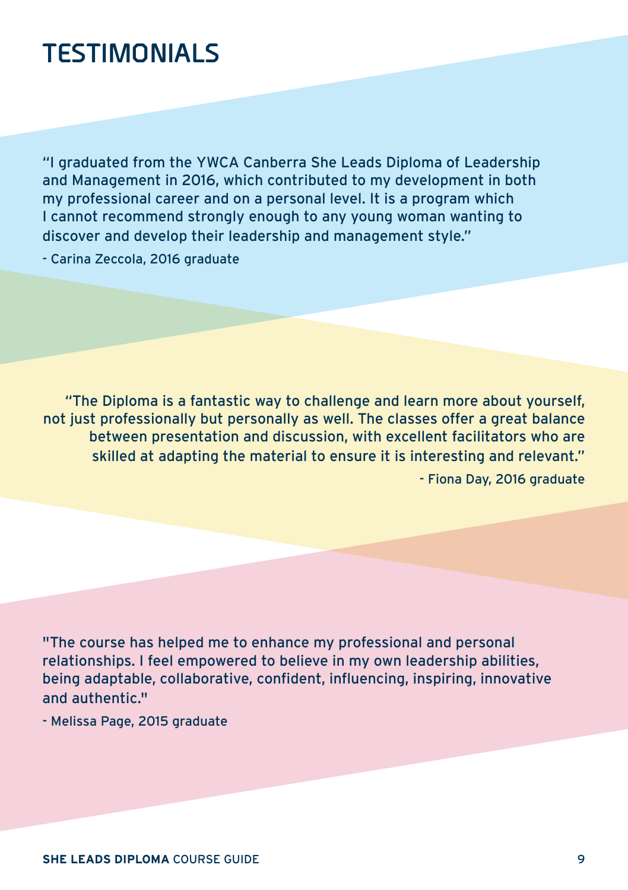# TESTIMONIALS

"I graduated from the YWCA Canberra She Leads Diploma of Leadership and Management in 2016, which contributed to my development in both my professional career and on a personal level. It is a program which I cannot recommend strongly enough to any young woman wanting to discover and develop their leadership and management style."

- Carina Zeccola, 2016 graduate

"The Diploma is a fantastic way to challenge and learn more about yourself, not just professionally but personally as well. The classes offer a great balance between presentation and discussion, with excellent facilitators who are skilled at adapting the material to ensure it is interesting and relevant."

- Fiona Day, 2016 graduate

"The course has helped me to enhance my professional and personal relationships. I feel empowered to believe in my own leadership abilities, being adaptable, collaborative, confident, influencing, inspiring, innovative and authentic."

- Melissa Page, 2015 graduate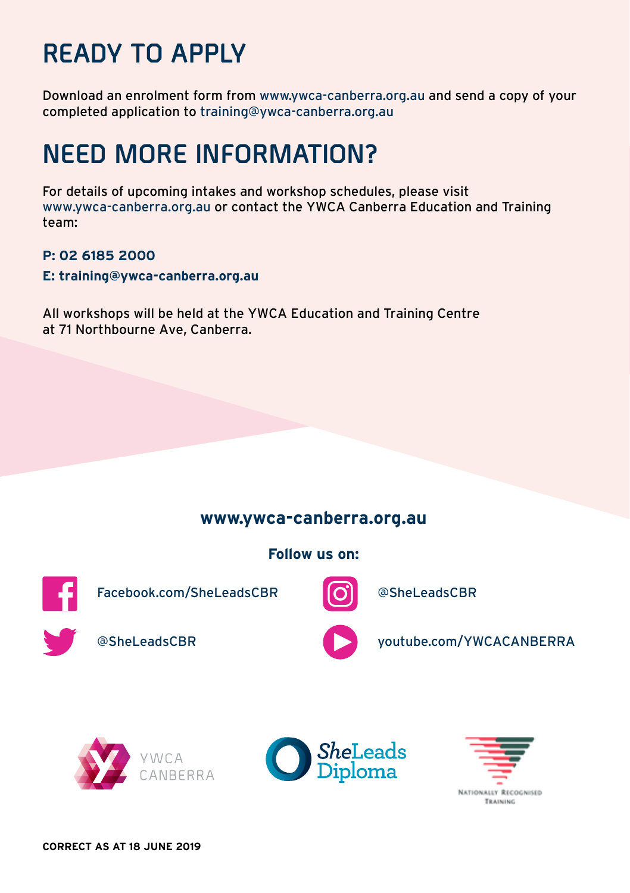# READY TO APPLY

Download an enrolment form from www.ywca-canberra.org.au and send a copy of your completed application to training@ywca-canberra.org.au

# NEED MORE INFORMATION?

For details of upcoming intakes and workshop schedules, please visit www.ywca-canberra.org.au or contact the YWCA Canberra Education and Training team:

**P: 02 6185 2000**

**E: training@ywca-canberra.org.au**

All workshops will be held at the YWCA Education and Training Centre at 71 Northbourne Ave, Canberra.

**www.ywca-canberra.org.au**

**Follow us on:**

Facebook.com/SheLeadsCBR

@SheLeadsCBR

@SheLeadsCBR

youtube.com/YWCACANBERRA

YWCA CANBERRA

SheLeads Diploma

Nationally Recognised Training

**CORRECT AS AT 18 JUNE 2019**